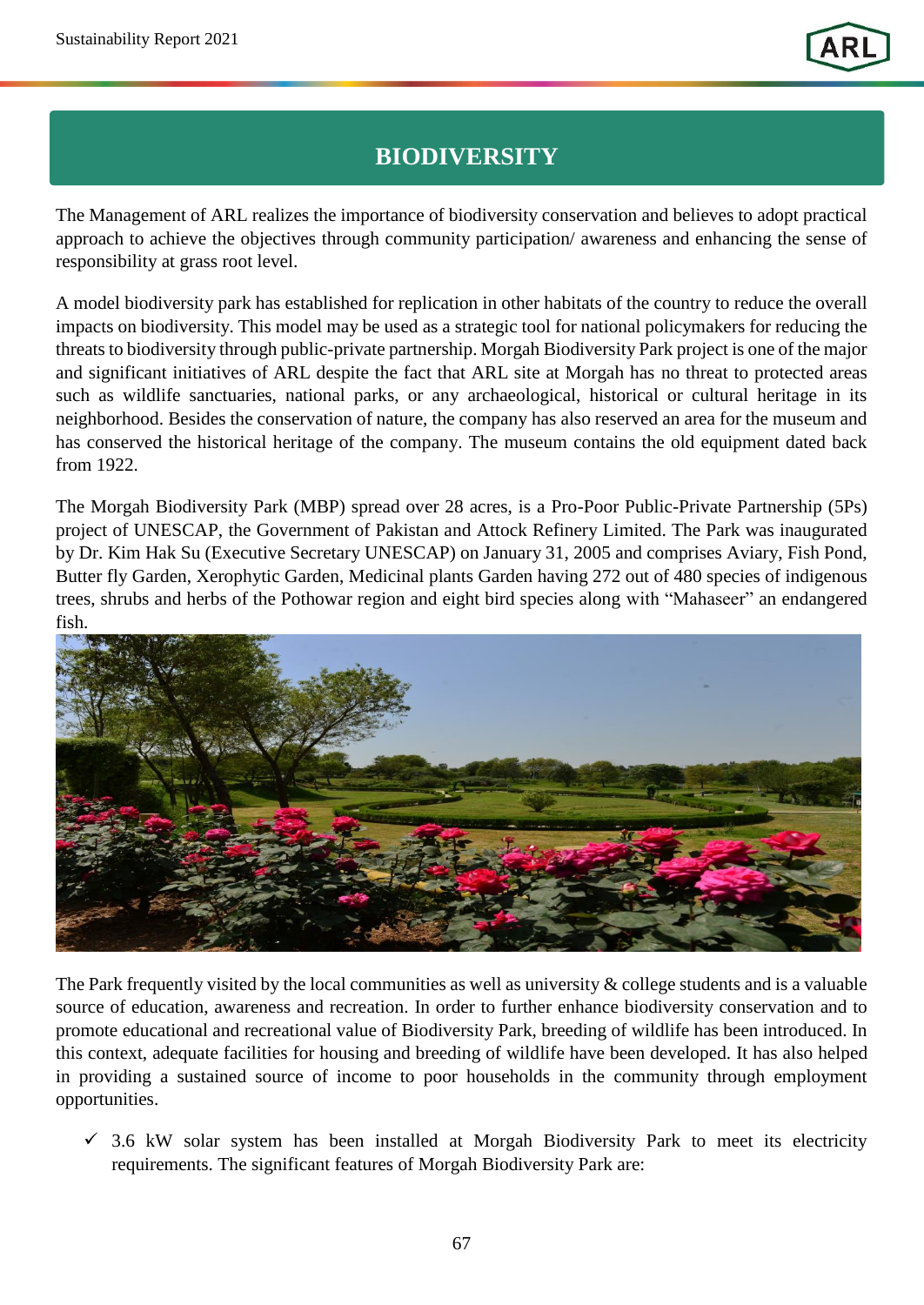# BIODIVERSITY

The Management of ARL realizes the importance of biodiversity conservation and believes to adopt practical approach to achieve the objectives through community participation/ awareness and enhancing the sense of responsibility at grass root level.

A model biodiversity park has established for replication in other habitats of the country to reduce the overall impacts on biodiversity. This model may be used as a strategic tool for national policymakers for reducing the threats to biodiversity through public-private partnership. Morgah Biodiversity Park project is one of the major and significant initiatives of ARL despite the fact that ARL site at Morgah has no threat to protected areas such as wildlife sanctuaries, national parks, or any archaeological, historical or cultural heritage in its neighborhood. Besides the conservation of nature, the company has also reserved an area for the museum and has conserved the historical heritage of the company. The museum contains the old equipment dated back from 1922.

The Morgah Biodiversity Park (MBP) spread over 28 acres, is a Pro-Poor Public-Private Partnership (5Ps) project of UNESCAP, the Government of Pakistan and Attock Refinery Limited. The Park was inaugurated by Dr. Kim Hak Su (Executive Secretary UNESCAP) on January 31, 2005 and comprises Aviary, Fish Pond, Butter fly Garden, Xerophytic Garden, Medicinal plants Garden having 272 out of 480 species of indigenous trees, shrubs and herbs of the Pothowar region and eight bird species along with "Mahaseer" an endangered fish.

The Park frequently visited by the local communities as well as university & college students and is a valuable source of education, awareness and recreation. In order to further enhance biodiversity conservation and to promote educational and recreational value of Biodiversity Park, breeding of wildlife has been introduced. In this context, adequate facilities for housing and breeding of wildlife have been developed. It has also helped in providing a sustained source of income to poor households in the community through employment opportunities.

- ✓ 3.6 kW solar system has been installed at Morgah Biodiversity Park to meet its electricity requirements. The significant features of Morgah Biodiversity Park are: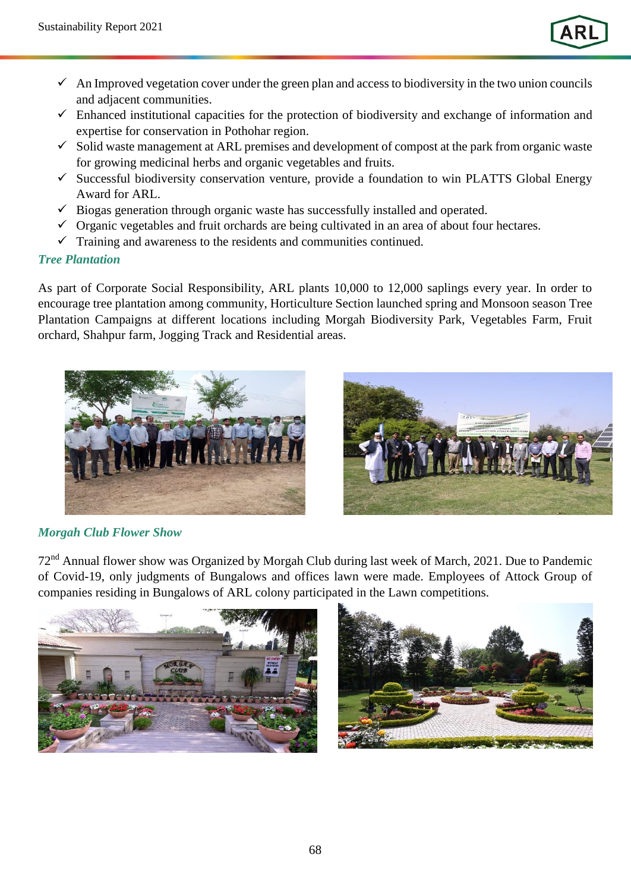- ✓ An Improved vegetation cover under the green plan and access to biodiversity in the two union councils and adjacent communities.
- ✓ Enhanced institutional capacities for the protection of biodiversity and exchange of information and expertise for conservation in Pothohar region.
- ✓ Solid waste management at ARL premises and development of compost at the park from organic waste for growing medicinal herbs and organic vegetables and fruits.
- ✓ Successful biodiversity conservation venture, provide a foundation to win PLATTS Global Energy Award for ARL.
- ✓ Biogas generation through organic waste has successfully installed and operated.
- ✓ Organic vegetables and fruit orchards are being cultivated in an area of about four hectares.
- ✓ Training and awareness to the residents and communities continued.

### *Tree Plantation*

As part of Corporate Social Responsibility, ARL plants 10,000 to 12,000 saplings every year. In order to encourage tree plantation among community, Horticulture Section launched spring and Monsoon season Tree Plantation Campaigns at different locations including Morgah Biodiversity Park, Vegetables Farm, Fruit orchard, Shahpur farm, Jogging Track and Residential areas.

### *Morgah Club Flower Show*

72nd Annual flower show was Organized by Morgah Club during last week of March, 2021. Due to Pandemic of Covid-19, only judgments of Bungalows and offices lawn were made. Employees of Attock Group of companies residing in Bungalows of ARL colony participated in the Lawn competitions.